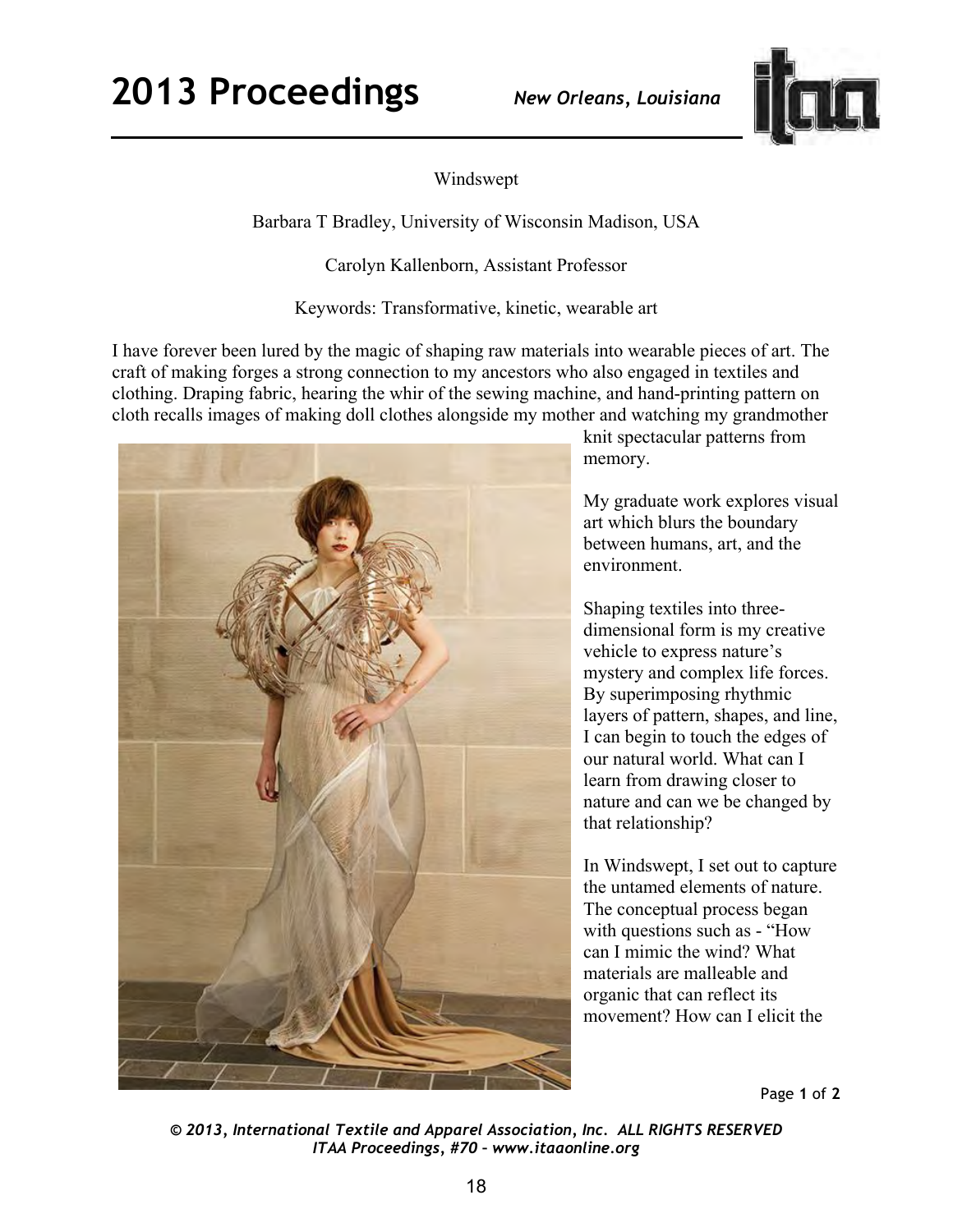# Windswept

Barbara T Bradley, University of Wisconsin Madison, USA

Carolyn Kallenborn, Assistant Professor

Keywords: Transformative, kinetic, wearable art

I have forever been lured by the magic of shaping raw materials into wearable pieces of art. The craft of making forges a strong connection to my ancestors who also engaged in textiles and clothing. Draping fabric, hearing the whir of the sewing machine, and hand-printing pattern on cloth recalls images of making doll clothes alongside my mother and watching my grandmother knit spectacular patterns from memory.

My graduate work explores visual art which blurs the boundary between humans, art, and the environment.

Shaping textiles into three-dimensional form is my creative vehicle to express nature's mystery and complex life forces. By superimposing rhythmic layers of pattern, shapes, and line, I can begin to touch the edges of our natural world. What can I learn from drawing closer to nature and can we be changed by that relationship?

In Windswept, I set out to capture the untamed elements of nature. The conceptual process began with questions such as - "How can I mimic the wind? What materials are malleable and organic that can reflect its movement? How can I elicit the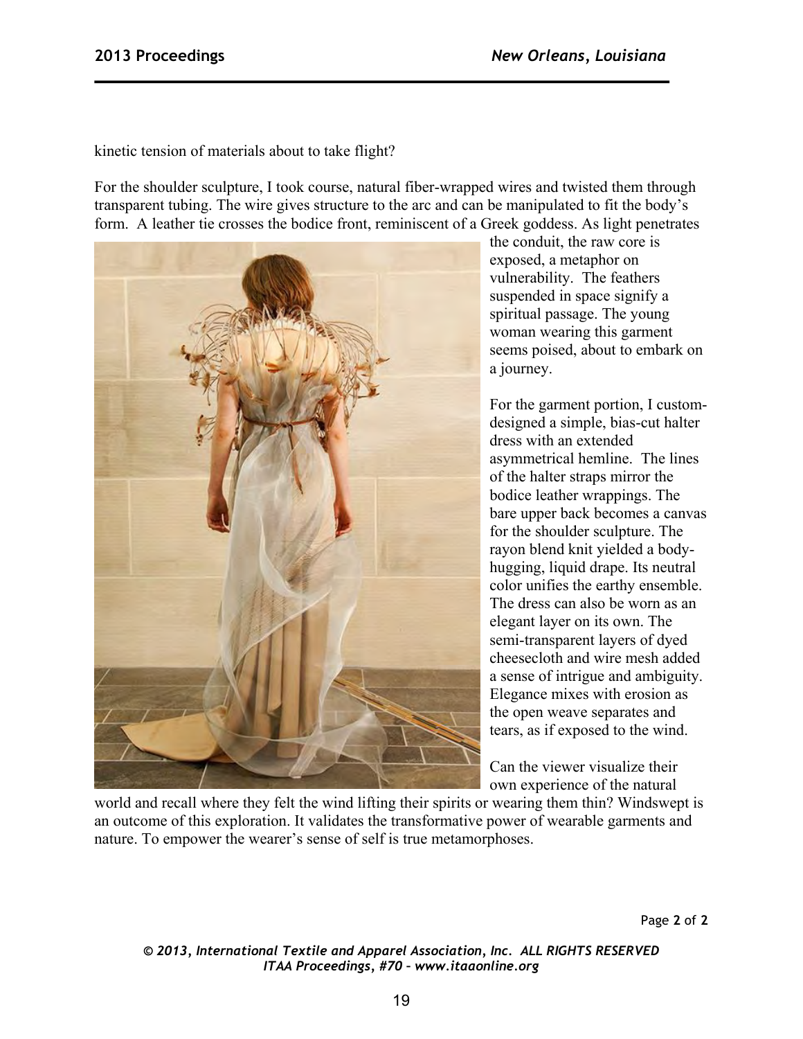kinetic tension of materials about to take flight?

For the shoulder sculpture, I took course, natural fiber-wrapped wires and twisted them through transparent tubing. The wire gives structure to the arc and can be manipulated to fit the body's form. A leather tie crosses the bodice front, reminiscent of a Greek goddess. As light penetrates the conduit, the raw core is exposed, a metaphor on vulnerability. The feathers suspended in space signify a spiritual passage. The young woman wearing this garment seems poised, about to embark on a journey.

For the garment portion, I custom-designed a simple, bias-cut halter dress with an extended asymmetrical hemline. The lines of the halter straps mirror the bodice leather wrappings. The bare upper back becomes a canvas for the shoulder sculpture. The rayon blend knit yielded a body-hugging, liquid drape. Its neutral color unifies the earthy ensemble. The dress can also be worn as an elegant layer on its own. The semi-transparent layers of dyed cheesecloth and wire mesh added a sense of intrigue and ambiguity. Elegance mixes with erosion as the open weave separates and tears, as if exposed to the wind.

Can the viewer visualize their own experience of the natural world and recall where they felt the wind lifting their spirits or wearing them thin? Windswept is an outcome of this exploration. It validates the transformative power of wearable garments and nature. To empower the wearer's sense of self is true metamorphoses.